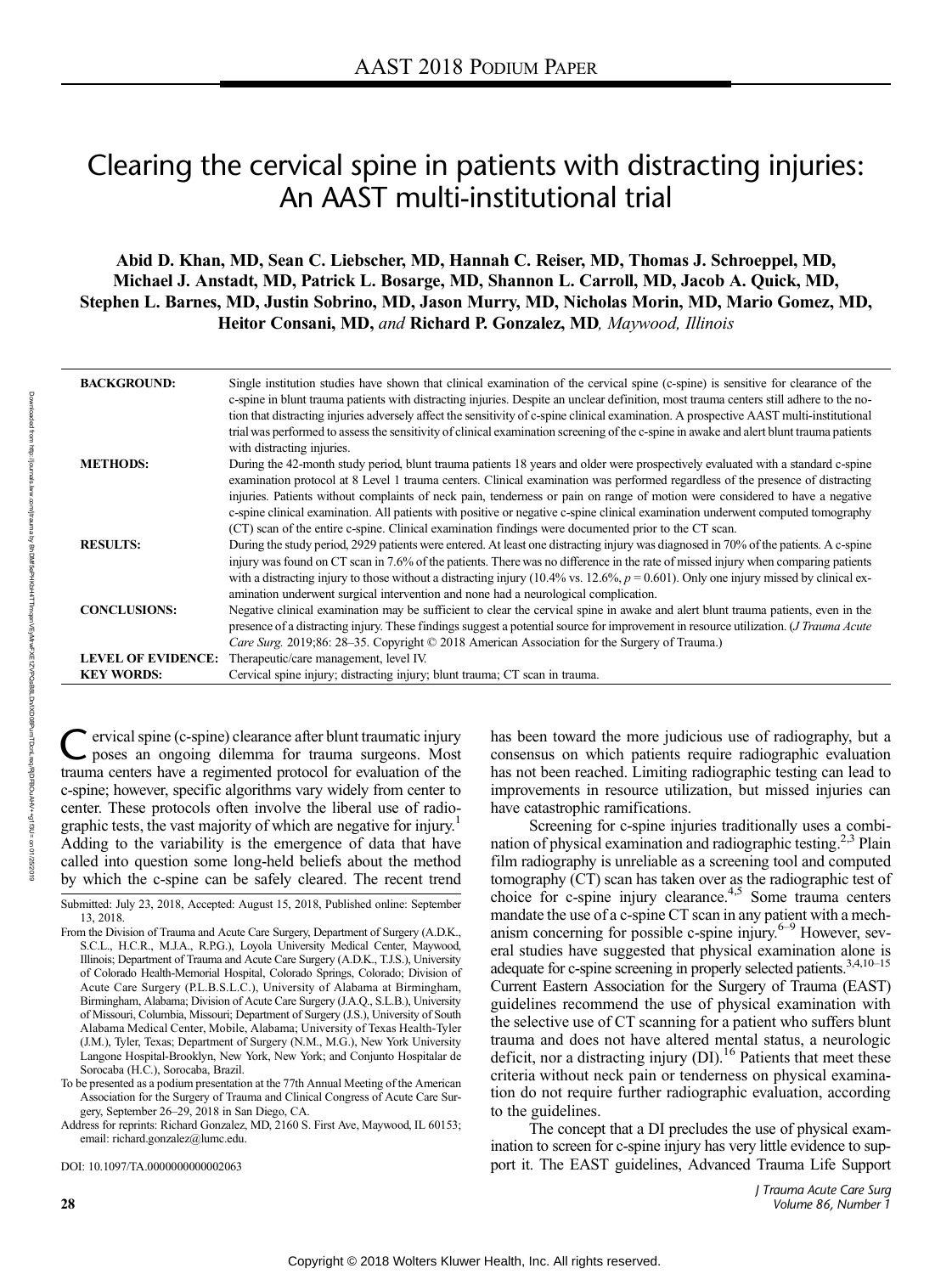AAST 2018 PODIUM PAPER

# Clearing the cervical spine in patients with distracting injuries: An AAST multi-institutional trial

**Abid D. Khan, MD, Sean C. Liebscher, MD, Hannah C. Reiser, MD, Thomas J. Schroeppel, MD, Michael J. Anstadt, MD, Patrick L. Bosarge, MD, Shannon L. Carroll, MD, Jacob A. Quick, MD, Stephen L. Barnes, MD, Justin Sobrino, MD, Jason Murry, MD, Nicholas Morin, MD, Mario Gomez, MD, Heitor Consani, MD,** *and* **Richard P. Gonzalez, MD**, *Maywood, Illinois*

**BACKGROUND:** Single institution studies have shown that clinical examination of the cervical spine (c-spine) is sensitive for clearance of the c-spine in blunt trauma patients with distracting injuries. Despite an unclear definition, most trauma centers still adhere to the notion that distracting injuries adversely affect the sensitivity of c-spine clinical examination. A prospective AAST multi-institutional trial was performed to assess the sensitivity of clinical examination screening of the c-spine in awake and alert blunt trauma patients with distracting injuries.

**METHODS:** During the 42-month study period, blunt trauma patients 18 years and older were prospectively evaluated with a standard c-spine examination protocol at 8 Level 1 trauma centers. Clinical examination was performed regardless of the presence of distracting injuries. Patients without complaints of neck pain, tenderness or pain on range of motion were considered to have a negative c-spine clinical examination. All patients with positive or negative c-spine clinical examination underwent computed tomography (CT) scan of the entire c-spine. Clinical examination findings were documented prior to the CT scan.

**RESULTS:** During the study period, 2929 patients were entered. At least one distracting injury was diagnosed in 70% of the patients. A c-spine injury was found on CT scan in 7.6% of the patients. There was no difference in the rate of missed injury when comparing patients with a distracting injury to those without a distracting injury (10.4% vs. 12.6%, $p = 0.601$). Only one injury missed by clinical examination underwent surgical intervention and none had a neurological complication.

**CONCLUSIONS:** Negative clinical examination may be sufficient to clear the cervical spine in awake and alert blunt trauma patients, even in the presence of a distracting injury. These findings suggest a potential source for improvement in resource utilization. (*J Trauma Acute Care Surg.* 2019;86: 28–35. Copyright © 2018 American Association for the Surgery of Trauma.)

**LEVEL OF EVIDENCE:** Therapeutic/care management, level IV.

**KEY WORDS:** Cervical spine injury; distracting injury; blunt trauma; CT scan in trauma.

Cervical spine (c-spine) clearance after blunt traumatic injury poses an ongoing dilemma for trauma surgeons. Most trauma centers have a regimented protocol for evaluation of the c-spine; however, specific algorithms vary widely from center to center. These protocols often involve the liberal use of radiographic tests, the vast majority of which are negative for injury.[1] Adding to the variability is the emergence of data that have called into question some long-held beliefs about the method by which the c-spine can be safely cleared. The recent trend has been toward the more judicious use of radiography, but a consensus on which patients require radiographic evaluation has not been reached. Limiting radiographic testing can lead to improvements in resource utilization, but missed injuries can have catastrophic ramifications.

Screening for c-spine injuries traditionally uses a combination of physical examination and radiographic testing.[2,3] Plain film radiography is unreliable as a screening tool and computed tomography (CT) scan has taken over as the radiographic test of choice for c-spine injury clearance.[4,5] Some trauma centers mandate the use of a c-spine CT scan in any patient with a mechanism concerning for possible c-spine injury.[6–9] However, several studies have suggested that physical examination alone is adequate for c-spine screening in properly selected patients.[3,4,10–15] Current Eastern Association for the Surgery of Trauma (EAST) guidelines recommend the use of physical examination with the selective use of CT scanning for a patient who suffers blunt trauma and does not have altered mental status, a neurologic deficit, nor a distracting injury (DI).[16] Patients that meet these criteria without neck pain or tenderness on physical examination do not require further radiographic evaluation, according to the guidelines.

The concept that a DI precludes the use of physical examination to screen for c-spine injury has very little evidence to support it. The EAST guidelines, Advanced Trauma Life Support

Submitted: July 23, 2018, Accepted: August 15, 2018, Published online: September 13, 2018.

From the Division of Trauma and Acute Care Surgery, Department of Surgery (A.D.K., S.C.L., H.C.R., M.J.A., R.P.G.), Loyola University Medical Center, Maywood, Illinois; Department of Trauma and Acute Care Surgery (A.D.K., T.J.S.), University of Colorado Health-Memorial Hospital, Colorado Springs, Colorado; Division of Acute Care Surgery (P.L.B.S.L.C.), University of Alabama at Birmingham, Birmingham, Alabama; Division of Acute Care Surgery (J.A.Q., S.L.B.), University of Missouri, Columbia, Missouri; Department of Surgery (J.S.), University of South Alabama Medical Center, Mobile, Alabama; University of Texas Health-Tyler (J.M.), Tyler, Texas; Department of Surgery (N.M., M.G.), New York University Langone Hospital-Brooklyn, New York, New York; and Conjunto Hospitalar de Sorocaba (H.C.), Sorocaba, Brazil.

To be presented as a podium presentation at the 77th Annual Meeting of the American Association for the Surgery of Trauma and Clinical Congress of Acute Care Surgery, September 26–29, 2018 in San Diego, CA.

Address for reprints: Richard Gonzalez, MD, 2160 S. First Ave, Maywood, IL 60153; email: richard.gonzalez@lumc.edu.

DOI: 10.1097/TA.0000000000002063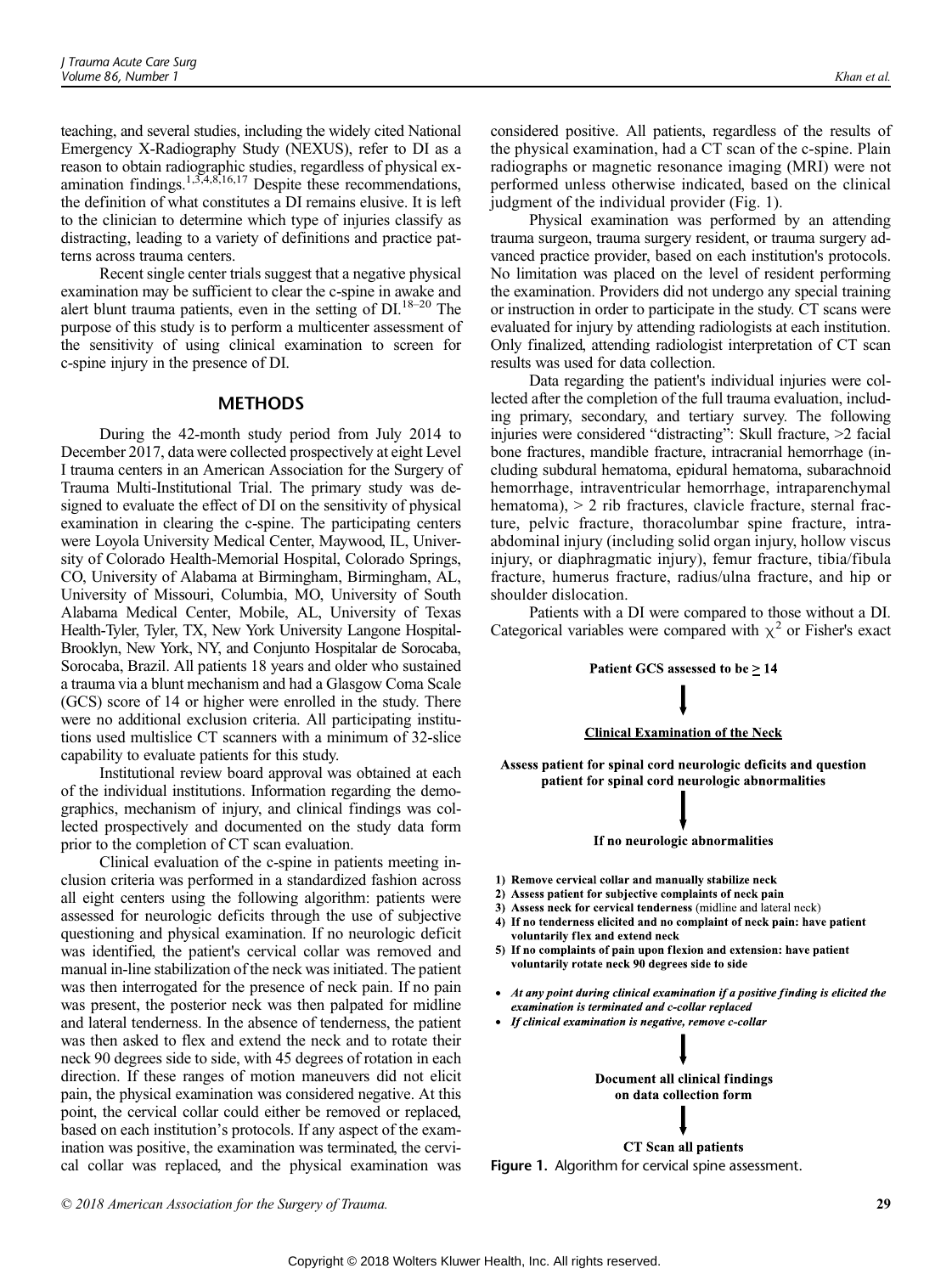teaching, and several studies, including the widely cited National Emergency X-Radiography Study (NEXUS), refer to DI as a reason to obtain radiographic studies, regardless of physical examination findings.[1,3,4,8,16,17] Despite these recommendations, the definition of what constitutes a DI remains elusive. It is left to the clinician to determine which type of injuries classify as distracting, leading to a variety of definitions and practice patterns across trauma centers.

Recent single center trials suggest that a negative physical examination may be sufficient to clear the c-spine in awake and alert blunt trauma patients, even in the setting of DI.[18–20] The purpose of this study is to perform a multicenter assessment of the sensitivity of using clinical examination to screen for c-spine injury in the presence of DI.

## METHODS

During the 42-month study period from July 2014 to December 2017, data were collected prospectively at eight Level I trauma centers in an American Association for the Surgery of Trauma Multi-Institutional Trial. The primary study was designed to evaluate the effect of DI on the sensitivity of physical examination in clearing the c-spine. The participating centers were Loyola University Medical Center, Maywood, IL, University of Colorado Health-Memorial Hospital, Colorado Springs, CO, University of Alabama at Birmingham, Birmingham, AL, University of Missouri, Columbia, MO, University of South Alabama Medical Center, Mobile, AL, University of Texas Health-Tyler, Tyler, TX, New York University Langone Hospital-Brooklyn, New York, NY, and Conjunto Hospitalar de Sorocaba, Sorocaba, Brazil. All patients 18 years and older who sustained a trauma via a blunt mechanism and had a Glasgow Coma Scale (GCS) score of 14 or higher were enrolled in the study. There were no additional exclusion criteria. All participating institutions used multislice CT scanners with a minimum of 32-slice capability to evaluate patients for this study.

Institutional review board approval was obtained at each of the individual institutions. Information regarding the demographics, mechanism of injury, and clinical findings was collected prospectively and documented on the study data form prior to the completion of CT scan evaluation.

Clinical evaluation of the c-spine in patients meeting inclusion criteria was performed in a standardized fashion across all eight centers using the following algorithm: patients were assessed for neurologic deficits through the use of subjective questioning and physical examination. If no neurologic deficit was identified, the patient's cervical collar was removed and manual in-line stabilization of the neck was initiated. The patient was then interrogated for the presence of neck pain. If no pain was present, the posterior neck was then palpated for midline and lateral tenderness. In the absence of tenderness, the patient was then asked to flex and extend the neck and to rotate their neck 90 degrees side to side, with 45 degrees of rotation in each direction. If these ranges of motion maneuvers did not elicit pain, the physical examination was considered negative. At this point, the cervical collar could either be removed or replaced, based on each institution's protocols. If any aspect of the examination was positive, the examination was terminated, the cervical collar was replaced, and the physical examination was considered positive. All patients, regardless of the results of the physical examination, had a CT scan of the c-spine. Plain radiographs or magnetic resonance imaging (MRI) were not performed unless otherwise indicated, based on the clinical judgment of the individual provider (Fig. 1).

Physical examination was performed by an attending trauma surgeon, trauma surgery resident, or trauma surgery advanced practice provider, based on each institution's protocols. No limitation was placed on the level of resident performing the examination. Providers did not undergo any special training or instruction in order to participate in the study. CT scans were evaluated for injury by attending radiologists at each institution. Only finalized, attending radiologist interpretation of CT scan results was used for data collection.

Data regarding the patient's individual injuries were collected after the completion of the full trauma evaluation, including primary, secondary, and tertiary survey. The following injuries were considered "distracting": Skull fracture, >2 facial bone fractures, mandible fracture, intracranial hemorrhage (including subdural hematoma, epidural hematoma, subarachnoid hemorrhage, intraventricular hemorrhage, intraparenchymal hematoma), > 2 rib fractures, clavicle fracture, sternal fracture, pelvic fracture, thoracolumbar spine fracture, intra-abdominal injury (including solid organ injury, hollow viscus injury, or diaphragmatic injury), femur fracture, tibia/fibula fracture, humerus fracture, radius/ulna fracture, and hip or shoulder dislocation.

Patients with a DI were compared to those without a DI. Categorical variables were compared with $\chi^2$ or Fisher's exact

**Patient GCS assessed to be ≥ 14**

↓

**Clinical Examination of the Neck**

**Assess patient for spinal cord neurologic deficits and question patient for spinal cord neurologic abnormalities**

↓

**If no neurologic abnormalities**

1) **Remove cervical collar and manually stabilize neck**
2) **Assess patient for subjective complaints of neck pain**
3) **Assess neck for cervical tenderness** (midline and lateral neck)
4) **If no tenderness elicited and no complaint of neck pain: have patient voluntarily flex and extend neck**
5) **If no complaints of pain upon flexion and extension: have patient voluntarily rotate neck 90 degrees side to side**

- ***At any point during clinical examination if a positive finding is elicited the examination is terminated and c-collar replaced***
- ***If clinical examination is negative, remove c-collar***

↓

**Document all clinical findings on data collection form**

↓

**CT Scan all patients**

**Figure 1.** Algorithm for cervical spine assessment.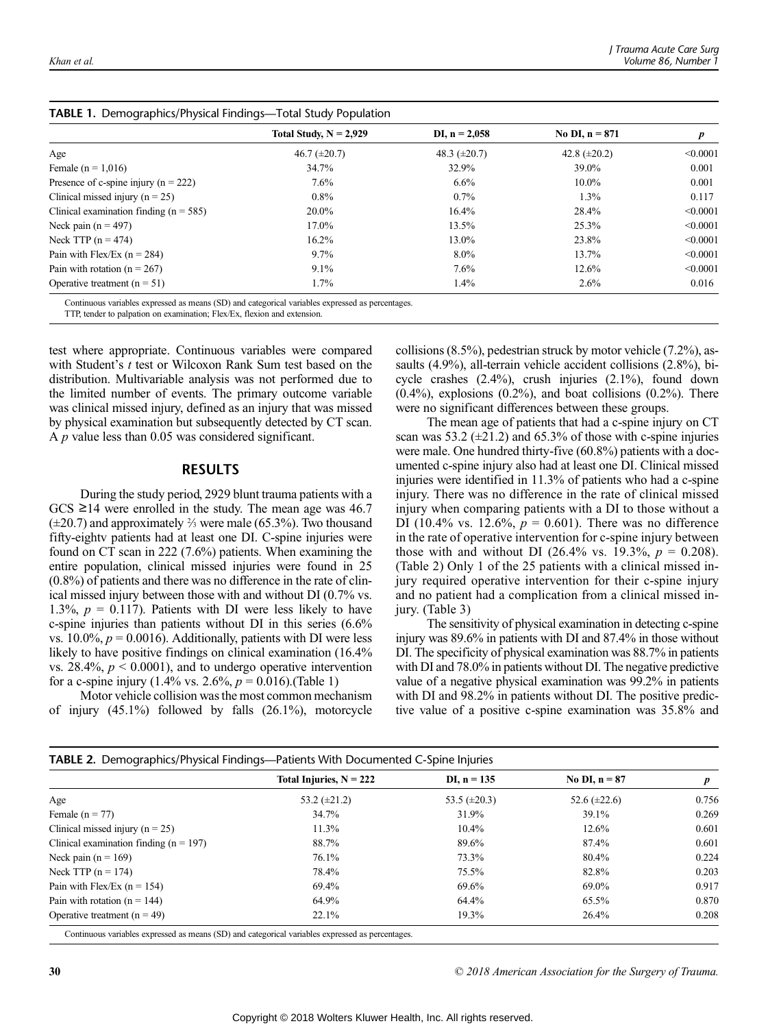**TABLE 1.** Demographics/Physical Findings—Total Study Population

| | Total Study, N = 2,929 | DI, n = 2,058 | No DI, n = 871 | *p* |
|---|---|---|---|---|
| Age | 46.7 (±20.7) | 48.3 (±20.7) | 42.8 (±20.2) | <0.0001 |
| Female (n = 1,016) | 34.7% | 32.9% | 39.0% | 0.001 |
| Presence of c-spine injury (n = 222) | 7.6% | 6.6% | 10.0% | 0.001 |
| Clinical missed injury (n = 25) | 0.8% | 0.7% | 1.3% | 0.117 |
| Clinical examination finding (n = 585) | 20.0% | 16.4% | 28.4% | <0.0001 |
| Neck pain (n = 497) | 17.0% | 13.5% | 25.3% | <0.0001 |
| Neck TTP (n = 474) | 16.2% | 13.0% | 23.8% | <0.0001 |
| Pain with Flex/Ex (n = 284) | 9.7% | 8.0% | 13.7% | <0.0001 |
| Pain with rotation (n = 267) | 9.1% | 7.6% | 12.6% | <0.0001 |
| Operative treatment (n = 51) | 1.7% | 1.4% | 2.6% | 0.016 |

Continuous variables expressed as means (SD) and categorical variables expressed as percentages.
TTP, tender to palpation on examination; Flex/Ex, flexion and extension.

test where appropriate. Continuous variables were compared with Student's *t* test or Wilcoxon Rank Sum test based on the distribution. Multivariable analysis was not performed due to the limited number of events. The primary outcome variable was clinical missed injury, defined as an injury that was missed by physical examination but subsequently detected by CT scan. A *p* value less than 0.05 was considered significant.

## RESULTS

During the study period, 2929 blunt trauma patients with a GCS ≥14 were enrolled in the study. The mean age was 46.7 (±20.7) and approximately ⅔ were male (65.3%). Two thousand fifty-eightv patients had at least one DI. C-spine injuries were found on CT scan in 222 (7.6%) patients. When examining the entire population, clinical missed injuries were found in 25 (0.8%) of patients and there was no difference in the rate of clinical missed injury between those with and without DI (0.7% vs. 1.3%, $p$ = 0.117). Patients with DI were less likely to have c-spine injuries than patients without DI in this series (6.6% vs. 10.0%, $p$ = 0.0016). Additionally, patients with DI were less likely to have positive findings on clinical examination (16.4% vs. 28.4%, $p < 0.0001$), and to undergo operative intervention for a c-spine injury (1.4% vs. 2.6%, $p$ = 0.016).(Table 1)

Motor vehicle collision was the most common mechanism of injury (45.1%) followed by falls (26.1%), motorcycle collisions (8.5%), pedestrian struck by motor vehicle (7.2%), assaults (4.9%), all-terrain vehicle accident collisions (2.8%), bicycle crashes (2.4%), crush injuries (2.1%), found down (0.4%), explosions (0.2%), and boat collisions (0.2%). There were no significant differences between these groups.

The mean age of patients that had a c-spine injury on CT scan was 53.2 (±21.2) and 65.3% of those with c-spine injuries were male. One hundred thirty-five (60.8%) patients with a documented c-spine injury also had at least one DI. Clinical missed injuries were identified in 11.3% of patients who had a c-spine injury. There was no difference in the rate of clinical missed injury when comparing patients with a DI to those without a DI (10.4% vs. 12.6%, $p$ = 0.601). There was no difference in the rate of operative intervention for c-spine injury between those with and without DI (26.4% vs. 19.3%, $p$ = 0.208). (Table 2) Only 1 of the 25 patients with a clinical missed injury required operative intervention for their c-spine injury and no patient had a complication from a clinical missed injury. (Table 3)

The sensitivity of physical examination in detecting c-spine injury was 89.6% in patients with DI and 87.4% in those without DI. The specificity of physical examination was 88.7% in patients with DI and 78.0% in patients without DI. The negative predictive value of a negative physical examination was 99.2% in patients with DI and 98.2% in patients without DI. The positive predictive value of a positive c-spine examination was 35.8% and

**TABLE 2.** Demographics/Physical Findings—Patients With Documented C-Spine Injuries

| | Total Injuries, N = 222 | DI, n = 135 | No DI, n = 87 | *p* |
|---|---|---|---|---|
| Age | 53.2 (±21.2) | 53.5 (±20.3) | 52.6 (±22.6) | 0.756 |
| Female (n = 77) | 34.7% | 31.9% | 39.1% | 0.269 |
| Clinical missed injury (n = 25) | 11.3% | 10.4% | 12.6% | 0.601 |
| Clinical examination finding (n = 197) | 88.7% | 89.6% | 87.4% | 0.601 |
| Neck pain (n = 169) | 76.1% | 73.3% | 80.4% | 0.224 |
| Neck TTP (n = 174) | 78.4% | 75.5% | 82.8% | 0.203 |
| Pain with Flex/Ex (n = 154) | 69.4% | 69.6% | 69.0% | 0.917 |
| Pain with rotation (n = 144) | 64.9% | 64.4% | 65.5% | 0.870 |
| Operative treatment (n = 49) | 22.1% | 19.3% | 26.4% | 0.208 |

Continuous variables expressed as means (SD) and categorical variables expressed as percentages.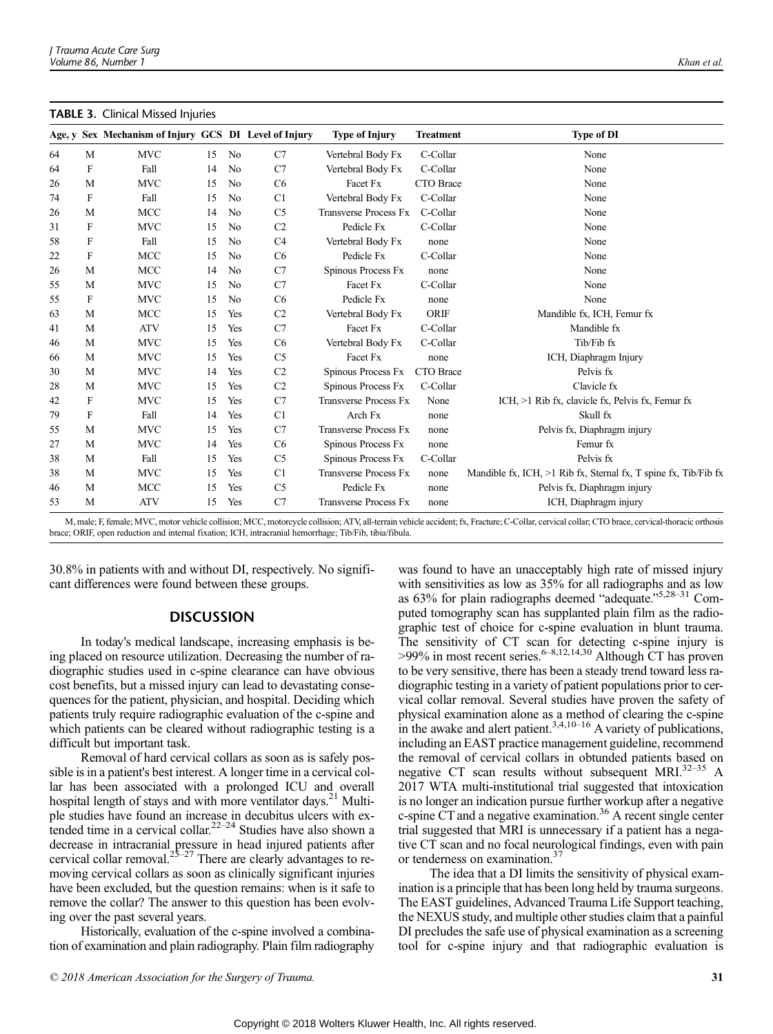**TABLE 3.** Clinical Missed Injuries

| Age, y | Sex | Mechanism of Injury | GCS | DI | Level of Injury | Type of Injury | Treatment | Type of DI |
|---|---|---|---|---|---|---|---|---|
| 64 | M | MVC | 15 | No | C7 | Vertebral Body Fx | C-Collar | None |
| 64 | F | Fall | 14 | No | C7 | Vertebral Body Fx | C-Collar | None |
| 26 | M | MVC | 15 | No | C6 | Facet Fx | CTO Brace | None |
| 74 | F | Fall | 15 | No | C1 | Vertebral Body Fx | C-Collar | None |
| 26 | M | MCC | 14 | No | C5 | Transverse Process Fx | C-Collar | None |
| 31 | F | MVC | 15 | No | C2 | Pedicle Fx | C-Collar | None |
| 58 | F | Fall | 15 | No | C4 | Vertebral Body Fx | none | None |
| 22 | F | MCC | 15 | No | C6 | Pedicle Fx | C-Collar | None |
| 26 | M | MCC | 14 | No | C7 | Spinous Process Fx | none | None |
| 55 | M | MVC | 15 | No | C7 | Facet Fx | C-Collar | None |
| 55 | F | MVC | 15 | No | C6 | Pedicle Fx | none | None |
| 63 | M | MCC | 15 | Yes | C2 | Vertebral Body Fx | ORIF | Mandible fx, ICH, Femur fx |
| 41 | M | ATV | 15 | Yes | C7 | Facet Fx | C-Collar | Mandible fx |
| 46 | M | MVC | 15 | Yes | C6 | Vertebral Body Fx | C-Collar | Tib/Fib fx |
| 66 | M | MVC | 15 | Yes | C5 | Facet Fx | none | ICH, Diaphragm Injury |
| 30 | M | MVC | 14 | Yes | C2 | Spinous Process Fx | CTO Brace | Pelvis fx |
| 28 | M | MVC | 15 | Yes | C2 | Spinous Process Fx | C-Collar | Clavicle fx |
| 42 | F | MVC | 15 | Yes | C7 | Transverse Process Fx | None | ICH, >1 Rib fx, clavicle fx, Pelvis fx, Femur fx |
| 79 | F | Fall | 14 | Yes | C1 | Arch Fx | none | Skull fx |
| 55 | M | MVC | 15 | Yes | C7 | Transverse Process Fx | none | Pelvis fx, Diaphragm injury |
| 27 | M | MVC | 14 | Yes | C6 | Spinous Process Fx | none | Femur fx |
| 38 | M | Fall | 15 | Yes | C5 | Spinous Process Fx | C-Collar | Pelvis fx |
| 38 | M | MVC | 15 | Yes | C1 | Transverse Process Fx | none | Mandible fx, ICH, >1 Rib fx, Sternal fx, T spine fx, Tib/Fib fx |
| 46 | M | MCC | 15 | Yes | C5 | Pedicle Fx | none | Pelvis fx, Diaphragm injury |
| 53 | M | ATV | 15 | Yes | C7 | Transverse Process Fx | none | ICH, Diaphragm injury |

M, male; F, female; MVC, motor vehicle collision; MCC, motorcycle collision; ATV, all-terrain vehicle accident; fx, Fracture; C-Collar, cervical collar; CTO brace, cervical-thoracic orthosis brace; ORIF, open reduction and internal fixation; ICH, intracranial hemorrhage; Tib/Fib, tibia/fibula.

30.8% in patients with and without DI, respectively. No significant differences were found between these groups.

## DISCUSSION

In today's medical landscape, increasing emphasis is being placed on resource utilization. Decreasing the number of radiographic studies used in c-spine clearance can have obvious cost benefits, but a missed injury can lead to devastating consequences for the patient, physician, and hospital. Deciding which patients truly require radiographic evaluation of the c-spine and which patients can be cleared without radiographic testing is a difficult but important task.

Removal of hard cervical collars as soon as is safely possible is in a patient's best interest. A longer time in a cervical collar has been associated with a prolonged ICU and overall hospital length of stays and with more ventilator days.[21] Multiple studies have found an increase in decubitus ulcers with extended time in a cervical collar.[22–24] Studies have also shown a decrease in intracranial pressure in head injured patients after cervical collar removal.[25–27] There are clearly advantages to removing cervical collars as soon as clinically significant injuries have been excluded, but the question remains: when is it safe to remove the collar? The answer to this question has been evolving over the past several years.

Historically, evaluation of the c-spine involved a combination of examination and plain radiography. Plain film radiography was found to have an unacceptably high rate of missed injury with sensitivities as low as 35% for all radiographs and as low as 63% for plain radiographs deemed "adequate."[5,28–31] Computed tomography scan has supplanted plain film as the radiographic test of choice for c-spine evaluation in blunt trauma. The sensitivity of CT scan for detecting c-spine injury is >99% in most recent series.[6–8,12,14,30] Although CT has proven to be very sensitive, there has been a steady trend toward less radiographic testing in a variety of patient populations prior to cervical collar removal. Several studies have proven the safety of physical examination alone as a method of clearing the c-spine in the awake and alert patient.[3,4,10–16] A variety of publications, including an EAST practice management guideline, recommend the removal of cervical collars in obtunded patients based on negative CT scan results without subsequent MRI.[32–35] A 2017 WTA multi-institutional trial suggested that intoxication is no longer an indication pursue further workup after a negative c-spine CT and a negative examination.[36] A recent single center trial suggested that MRI is unnecessary if a patient has a negative CT scan and no focal neurological findings, even with pain or tenderness on examination.[37]

The idea that a DI limits the sensitivity of physical examination is a principle that has been long held by trauma surgeons. The EAST guidelines, Advanced Trauma Life Support teaching, the NEXUS study, and multiple other studies claim that a painful DI precludes the safe use of physical examination as a screening tool for c-spine injury and that radiographic evaluation is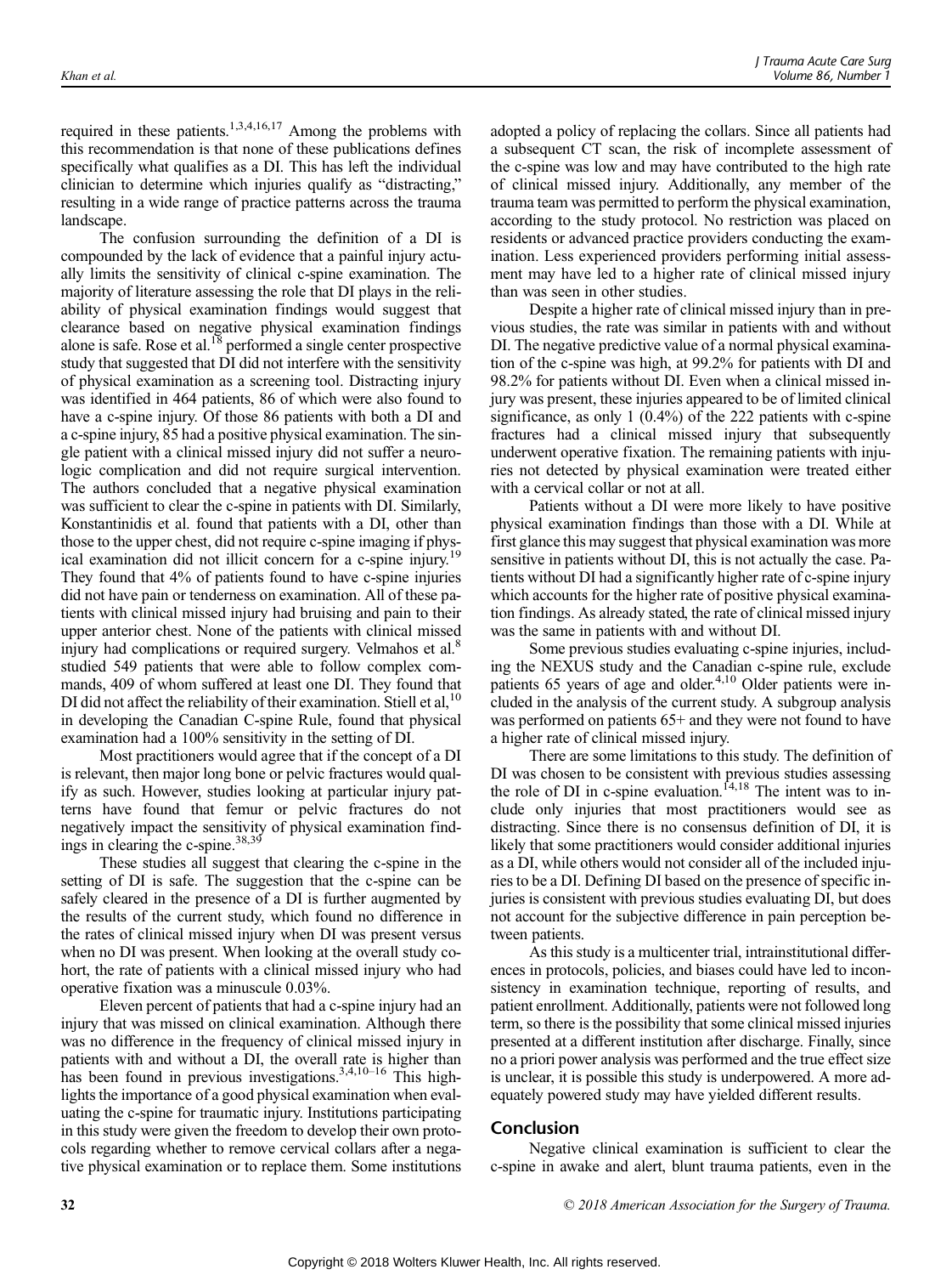required in these patients.[1,3,4,16,17] Among the problems with this recommendation is that none of these publications defines specifically what qualifies as a DI. This has left the individual clinician to determine which injuries qualify as "distracting," resulting in a wide range of practice patterns across the trauma landscape.

The confusion surrounding the definition of a DI is compounded by the lack of evidence that a painful injury actually limits the sensitivity of clinical c-spine examination. The majority of literature assessing the role that DI plays in the reliability of physical examination findings would suggest that clearance based on negative physical examination findings alone is safe. Rose et al.[18] performed a single center prospective study that suggested that DI did not interfere with the sensitivity of physical examination as a screening tool. Distracting injury was identified in 464 patients, 86 of which were also found to have a c-spine injury. Of those 86 patients with both a DI and a c-spine injury, 85 had a positive physical examination. The single patient with a clinical missed injury did not suffer a neurologic complication and did not require surgical intervention. The authors concluded that a negative physical examination was sufficient to clear the c-spine in patients with DI. Similarly, Konstantinidis et al. found that patients with a DI, other than those to the upper chest, did not require c-spine imaging if physical examination did not illicit concern for a c-spine injury.[19] They found that 4% of patients found to have c-spine injuries did not have pain or tenderness on examination. All of these patients with clinical missed injury had bruising and pain to their upper anterior chest. None of the patients with clinical missed injury had complications or required surgery. Velmahos et al.[8] studied 549 patients that were able to follow complex commands, 409 of whom suffered at least one DI. They found that DI did not affect the reliability of their examination. Stiell et al,[10] in developing the Canadian C-spine Rule, found that physical examination had a 100% sensitivity in the setting of DI.

Most practitioners would agree that if the concept of a DI is relevant, then major long bone or pelvic fractures would qualify as such. However, studies looking at particular injury patterns have found that femur or pelvic fractures do not negatively impact the sensitivity of physical examination findings in clearing the c-spine.[38,39]

These studies all suggest that clearing the c-spine in the setting of DI is safe. The suggestion that the c-spine can be safely cleared in the presence of a DI is further augmented by the results of the current study, which found no difference in the rates of clinical missed injury when DI was present versus when no DI was present. When looking at the overall study cohort, the rate of patients with a clinical missed injury who had operative fixation was a minuscule 0.03%.

Eleven percent of patients that had a c-spine injury had an injury that was missed on clinical examination. Although there was no difference in the frequency of clinical missed injury in patients with and without a DI, the overall rate is higher than has been found in previous investigations.[3,4,10–16] This highlights the importance of a good physical examination when evaluating the c-spine for traumatic injury. Institutions participating in this study were given the freedom to develop their own protocols regarding whether to remove cervical collars after a negative physical examination or to replace them. Some institutions adopted a policy of replacing the collars. Since all patients had a subsequent CT scan, the risk of incomplete assessment of the c-spine was low and may have contributed to the high rate of clinical missed injury. Additionally, any member of the trauma team was permitted to perform the physical examination, according to the study protocol. No restriction was placed on residents or advanced practice providers conducting the examination. Less experienced providers performing initial assessment may have led to a higher rate of clinical missed injury than was seen in other studies.

Despite a higher rate of clinical missed injury than in previous studies, the rate was similar in patients with and without DI. The negative predictive value of a normal physical examination of the c-spine was high, at 99.2% for patients with DI and 98.2% for patients without DI. Even when a clinical missed injury was present, these injuries appeared to be of limited clinical significance, as only 1 (0.4%) of the 222 patients with c-spine fractures had a clinical missed injury that subsequently underwent operative fixation. The remaining patients with injuries not detected by physical examination were treated either with a cervical collar or not at all.

Patients without a DI were more likely to have positive physical examination findings than those with a DI. While at first glance this may suggest that physical examination was more sensitive in patients without DI, this is not actually the case. Patients without DI had a significantly higher rate of c-spine injury which accounts for the higher rate of positive physical examination findings. As already stated, the rate of clinical missed injury was the same in patients with and without DI.

Some previous studies evaluating c-spine injuries, including the NEXUS study and the Canadian c-spine rule, exclude patients 65 years of age and older.[4,10] Older patients were included in the analysis of the current study. A subgroup analysis was performed on patients 65+ and they were not found to have a higher rate of clinical missed injury.

There are some limitations to this study. The definition of DI was chosen to be consistent with previous studies assessing the role of DI in c-spine evaluation.[14,18] The intent was to include only injuries that most practitioners would see as distracting. Since there is no consensus definition of DI, it is likely that some practitioners would consider additional injuries as a DI, while others would not consider all of the included injuries to be a DI. Defining DI based on the presence of specific injuries is consistent with previous studies evaluating DI, but does not account for the subjective difference in pain perception between patients.

As this study is a multicenter trial, intrainstitutional differences in protocols, policies, and biases could have led to inconsistency in examination technique, reporting of results, and patient enrollment. Additionally, patients were not followed long term, so there is the possibility that some clinical missed injuries presented at a different institution after discharge. Finally, since no a priori power analysis was performed and the true effect size is unclear, it is possible this study is underpowered. A more adequately powered study may have yielded different results.

## Conclusion

Negative clinical examination is sufficient to clear the c-spine in awake and alert, blunt trauma patients, even in the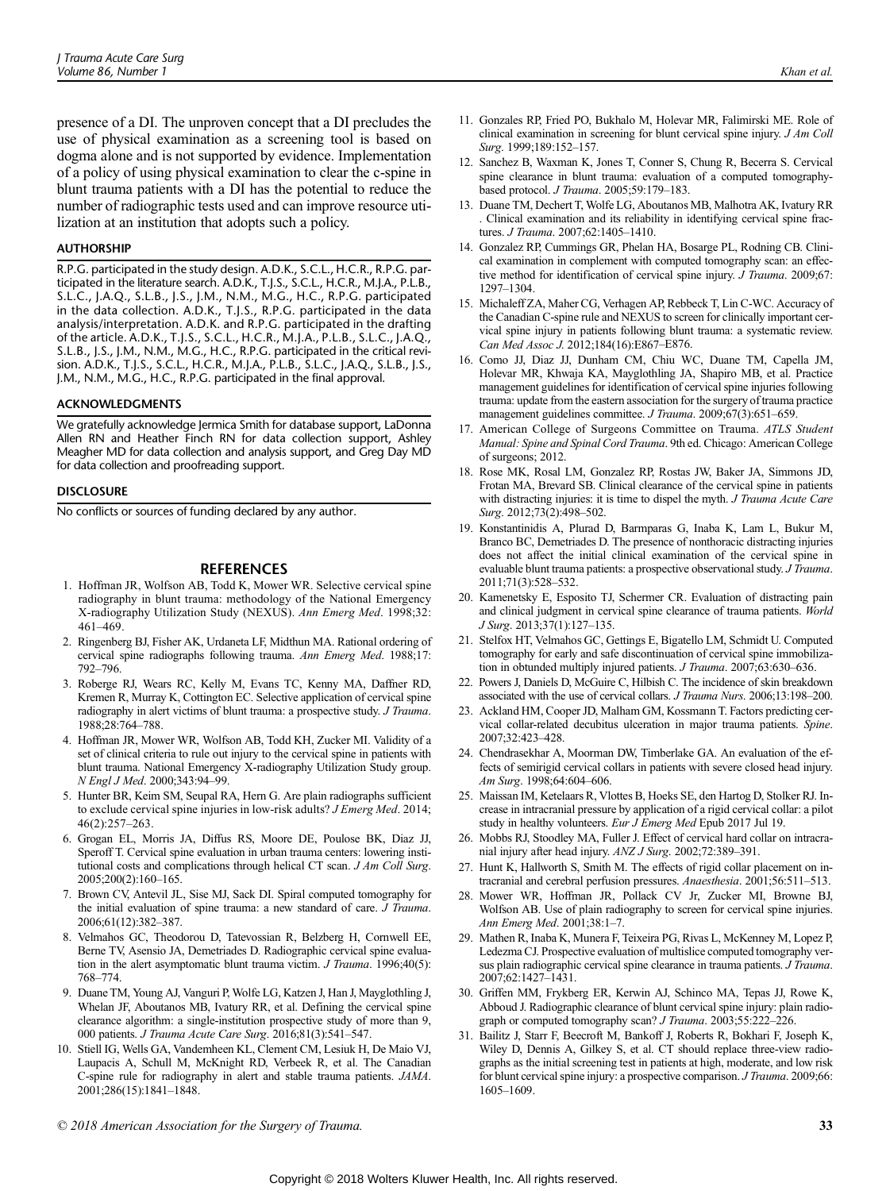presence of a DI. The unproven concept that a DI precludes the use of physical examination as a screening tool is based on dogma alone and is not supported by evidence. Implementation of a policy of using physical examination to clear the c-spine in blunt trauma patients with a DI has the potential to reduce the number of radiographic tests used and can improve resource utilization at an institution that adopts such a policy.

## AUTHORSHIP

R.P.G. participated in the study design. A.D.K., S.C.L., H.C.R., R.P.G. participated in the literature search. A.D.K., T.J.S., S.C.L., H.C.R., M.J.A., P.L.B., S.L.C., J.A.Q., S.L.B., J.S., J.M., N.M., M.G., H.C., R.P.G. participated in the data collection. A.D.K., T.J.S., R.P.G. participated in the data analysis/interpretation. A.D.K. and R.P.G. participated in the drafting of the article. A.D.K., T.J.S., S.C.L., H.C.R., M.J.A., P.L.B., S.L.C., J.A.Q., S.L.B., J.S., J.M., N.M., M.G., H.C., R.P.G. participated in the critical revision. A.D.K., T.J.S., S.C.L., H.C.R., M.J.A., P.L.B., S.L.C., J.A.Q., S.L.B., J.S., J.M., N.M., M.G., H.C., R.P.G. participated in the final approval.

## ACKNOWLEDGMENTS

We gratefully acknowledge Jermica Smith for database support, LaDonna Allen RN and Heather Finch RN for data collection support, Ashley Meagher MD for data collection and analysis support, and Greg Day MD for data collection and proofreading support.

## DISCLOSURE

No conflicts or sources of funding declared by any author.

## REFERENCES

1. Hoffman JR, Wolfson AB, Todd K, Mower WR. Selective cervical spine radiography in blunt trauma: methodology of the National Emergency X-radiography Utilization Study (NEXUS). *Ann Emerg Med*. 1998;32: 461–469.
2. Ringenberg BJ, Fisher AK, Urdaneta LF, Midthun MA. Rational ordering of cervical spine radiographs following trauma. *Ann Emerg Med*. 1988;17: 792–796.
3. Roberge RJ, Wears RC, Kelly M, Evans TC, Kenny MA, Daffner RD, Kremen R, Murray K, Cottington EC. Selective application of cervical spine radiography in alert victims of blunt trauma: a prospective study. *J Trauma*. 1988;28:764–788.
4. Hoffman JR, Mower WR, Wolfson AB, Todd KH, Zucker MI. Validity of a set of clinical criteria to rule out injury to the cervical spine in patients with blunt trauma. National Emergency X-radiography Utilization Study group. *N Engl J Med*. 2000;343:94–99.
5. Hunter BR, Keim SM, Seupal RA, Hern G. Are plain radiographs sufficient to exclude cervical spine injuries in low-risk adults? *J Emerg Med*. 2014; 46(2):257–263.
6. Grogan EL, Morris JA, Diffus RS, Moore DE, Poulose BK, Diaz JJ, Speroff T. Cervical spine evaluation in urban trauma centers: lowering institutional costs and complications through helical CT scan. *J Am Coll Surg*. 2005;200(2):160–165.
7. Brown CV, Antevil JL, Sise MJ, Sack DI. Spiral computed tomography for the initial evaluation of spine trauma: a new standard of care. *J Trauma*. 2006;61(12):382–387.
8. Velmahos GC, Theodorou D, Tatevossian R, Belzberg H, Cornwell EE, Berne TV, Asensio JA, Demetriades D. Radiographic cervical spine evaluation in the alert asymptomatic blunt trauma victim. *J Trauma*. 1996;40(5): 768–774.
9. Duane TM, Young AJ, Vanguri P, Wolfe LG, Katzen J, Han J, Mayglothling J, Whelan JF, Aboutanos MB, Ivatury RR, et al. Defining the cervical spine clearance algorithm: a single-institution prospective study of more than 9, 000 patients. *J Trauma Acute Care Surg*. 2016;81(3):541–547.
10. Stiell IG, Wells GA, Vandemheen KL, Clement CM, Lesiuk H, De Maio VJ, Laupacis A, Schull M, McKnight RD, Verbeek R, et al. The Canadian C-spine rule for radiography in alert and stable trauma patients. *JAMA*. 2001;286(15):1841–1848.
11. Gonzales RP, Fried PO, Bukhalo M, Holevar MR, Falimirski ME. Role of clinical examination in screening for blunt cervical spine injury. *J Am Coll Surg*. 1999;189:152–157.
12. Sanchez B, Waxman K, Jones T, Conner S, Chung R, Becerra S. Cervical spine clearance in blunt trauma: evaluation of a computed tomography-based protocol. *J Trauma*. 2005;59:179–183.
13. Duane TM, Dechert T, Wolfe LG, Aboutanos MB, Malhotra AK, Ivatury RR . Clinical examination and its reliability in identifying cervical spine fractures. *J Trauma*. 2007;62:1405–1410.
14. Gonzalez RP, Cummings GR, Phelan HA, Bosarge PL, Rodning CB. Clinical examination in complement with computed tomography scan: an effective method for identification of cervical spine injury. *J Trauma*. 2009;67: 1297–1304.
15. Michaleff ZA, Maher CG, Verhagen AP, Rebbeck T, Lin C-WC. Accuracy of the Canadian C-spine rule and NEXUS to screen for clinically important cervical spine injury in patients following blunt trauma: a systematic review. *Can Med Assoc J*. 2012;184(16):E867–E876.
16. Como JJ, Diaz JJ, Dunham CM, Chiu WC, Duane TM, Capella JM, Holevar MR, Khwaja KA, Mayglothling JA, Shapiro MB, et al. Practice management guidelines for identification of cervical spine injuries following trauma: update from the eastern association for the surgery of trauma practice management guidelines committee. *J Trauma*. 2009;67(3):651–659.
17. American College of Surgeons Committee on Trauma. *ATLS Student Manual: Spine and Spinal Cord Trauma*. 9th ed. Chicago: American College of surgeons; 2012.
18. Rose MK, Rosal LM, Gonzalez RP, Rostas JW, Baker JA, Simmons JD, Frotan MA, Brevard SB. Clinical clearance of the cervical spine in patients with distracting injuries: it is time to dispel the myth. *J Trauma Acute Care Surg*. 2012;73(2):498–502.
19. Konstantinidis A, Plurad D, Barmparas G, Inaba K, Lam L, Bukur M, Branco BC, Demetriades D. The presence of nonthoracic distracting injuries does not affect the initial clinical examination of the cervical spine in evaluable blunt trauma patients: a prospective observational study. *J Trauma*. 2011;71(3):528–532.
20. Kamenetsky E, Esposito TJ, Schermer CR. Evaluation of distracting pain and clinical judgment in cervical spine clearance of trauma patients. *World J Surg*. 2013;37(1):127–135.
21. Stelfox HT, Velmahos GC, Gettings E, Bigatello LM, Schmidt U. Computed tomography for early and safe discontinuation of cervical spine immobilization in obtunded multiply injured patients. *J Trauma*. 2007;63:630–636.
22. Powers J, Daniels D, McGuire C, Hilbish C. The incidence of skin breakdown associated with the use of cervical collars. *J Trauma Nurs*. 2006;13:198–200.
23. Ackland HM, Cooper JD, Malham GM, Kossmann T. Factors predicting cervical collar-related decubitus ulceration in major trauma patients. *Spine*. 2007;32:423–428.
24. Chendrasekhar A, Moorman DW, Timberlake GA. An evaluation of the effects of semirigid cervical collars in patients with severe closed head injury. *Am Surg*. 1998;64:604–606.
25. Maissan IM, Ketelaars R, Vlottes B, Hoeks SE, den Hartog D, Stolker RJ. Increase in intracranial pressure by application of a rigid cervical collar: a pilot study in healthy volunteers. *Eur J Emerg Med* Epub 2017 Jul 19.
26. Mobbs RJ, Stoodley MA, Fuller J. Effect of cervical hard collar on intracranial injury after head injury. *ANZ J Surg*. 2002;72:389–391.
27. Hunt K, Hallworth S, Smith M. The effects of rigid collar placement on intracranial and cerebral perfusion pressures. *Anaesthesia*. 2001;56:511–513.
28. Mower WR, Hoffman JR, Pollack CV Jr, Zucker MI, Browne BJ, Wolfson AB. Use of plain radiography to screen for cervical spine injuries. *Ann Emerg Med*. 2001;38:1–7.
29. Mathen R, Inaba K, Munera F, Teixeira PG, Rivas L, McKenney M, Lopez P, Ledezma CJ. Prospective evaluation of multislice computed tomography versus plain radiographic cervical spine clearance in trauma patients. *J Trauma*. 2007;62:1427–1431.
30. Griffen MM, Frykberg ER, Kerwin AJ, Schinco MA, Tepas JJ, Rowe K, Abboud J. Radiographic clearance of blunt cervical spine injury: plain radiograph or computed tomography scan? *J Trauma*. 2003;55:222–226.
31. Bailitz J, Starr F, Beecroft M, Bankoff J, Roberts R, Bokhari F, Joseph K, Wiley D, Dennis A, Gilkey S, et al. CT should replace three-view radiographs as the initial screening test in patients at high, moderate, and low risk for blunt cervical spine injury: a prospective comparison. *J Trauma*. 2009;66: 1605–1609.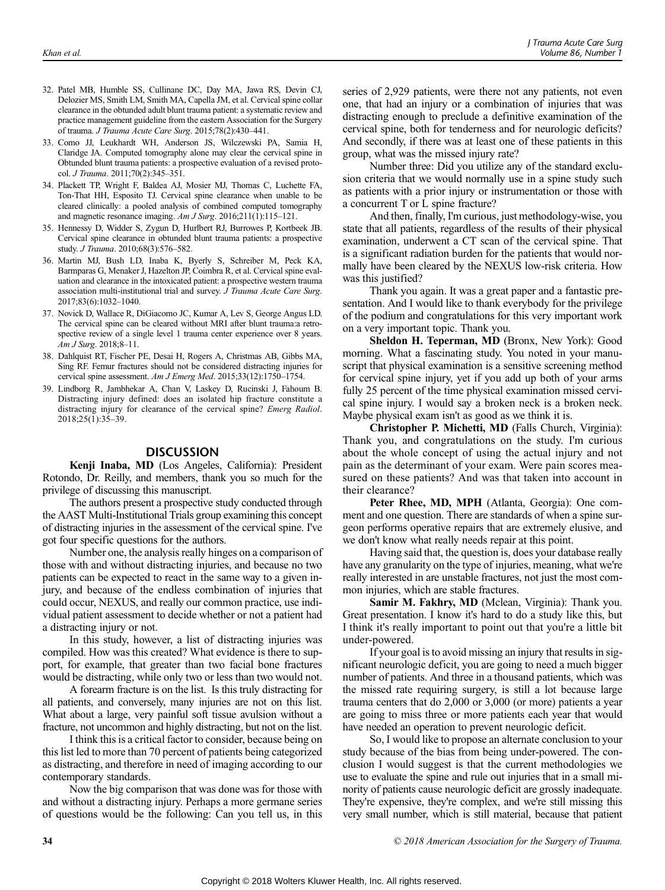32. Patel MB, Humble SS, Cullinane DC, Day MA, Jawa RS, Devin CJ, Delozier MS, Smith LM, Smith MA, Capella JM, et al. Cervical spine collar clearance in the obtunded adult blunt trauma patient: a systematic review and practice management guideline from the eastern Association for the Surgery of trauma. *J Trauma Acute Care Surg*. 2015;78(2):430–441.
33. Como JJ, Leukhardt WH, Anderson JS, Wilczewski PA, Samia H, Claridge JA. Computed tomography alone may clear the cervical spine in Obtunded blunt trauma patients: a prospective evaluation of a revised protocol. *J Trauma*. 2011;70(2):345–351.
34. Plackett TP, Wright F, Baldea AJ, Mosier MJ, Thomas C, Luchette FA, Ton-That HH, Esposito TJ. Cervical spine clearance when unable to be cleared clinically: a pooled analysis of combined computed tomography and magnetic resonance imaging. *Am J Surg*. 2016;211(1):115–121.
35. Hennessy D, Widder S, Zygun D, Hurlbert RJ, Burrowes P, Kortbeek JB. Cervical spine clearance in obtunded blunt trauma patients: a prospective study. *J Trauma*. 2010;68(3):576–582.
36. Martin MJ, Bush LD, Inaba K, Byerly S, Schreiber M, Peck KA, Barmparas G, Menaker J, Hazelton JP, Coimbra R, et al. Cervical spine evaluation and clearance in the intoxicated patient: a prospective western trauma association multi-institutional trial and survey. *J Trauma Acute Care Surg*. 2017;83(6):1032–1040.
37. Novick D, Wallace R, DiGiacomo JC, Kumar A, Lev S, George Angus LD. The cervical spine can be cleared without MRI after blunt trauma:a retrospective review of a single level 1 trauma center experience over 8 years. *Am J Surg*. 2018;8–11.
38. Dahlquist RT, Fischer PE, Desai H, Rogers A, Christmas AB, Gibbs MA, Sing RF. Femur fractures should not be considered distracting injuries for cervical spine assessment. *Am J Emerg Med*. 2015;33(12):1750–1754.
39. Lindborg R, Jambhekar A, Chan V, Laskey D, Rucinski J, Fahoum B. Distracting injury defined: does an isolated hip fracture constitute a distracting injury for clearance of the cervical spine? *Emerg Radiol*. 2018;25(1):35–39.

## DISCUSSION

**Kenji Inaba, MD** (Los Angeles, California): President Rotondo, Dr. Reilly, and members, thank you so much for the privilege of discussing this manuscript.

The authors present a prospective study conducted through the AAST Multi-Institutional Trials group examining this concept of distracting injuries in the assessment of the cervical spine. I've got four specific questions for the authors.

Number one, the analysis really hinges on a comparison of those with and without distracting injuries, and because no two patients can be expected to react in the same way to a given injury, and because of the endless combination of injuries that could occur, NEXUS, and really our common practice, use individual patient assessment to decide whether or not a patient had a distracting injury or not.

In this study, however, a list of distracting injuries was compiled. How was this created? What evidence is there to support, for example, that greater than two facial bone fractures would be distracting, while only two or less than two would not.

A forearm fracture is on the list. Is this truly distracting for all patients, and conversely, many injuries are not on this list. What about a large, very painful soft tissue avulsion without a fracture, not uncommon and highly distracting, but not on the list.

I think this is a critical factor to consider, because being on this list led to more than 70 percent of patients being categorized as distracting, and therefore in need of imaging according to our contemporary standards.

Now the big comparison that was done was for those with and without a distracting injury. Perhaps a more germane series of questions would be the following: Can you tell us, in this series of 2,929 patients, were there not any patients, not even one, that had an injury or a combination of injuries that was distracting enough to preclude a definitive examination of the cervical spine, both for tenderness and for neurologic deficits? And secondly, if there was at least one of these patients in this group, what was the missed injury rate?

Number three: Did you utilize any of the standard exclusion criteria that we would normally use in a spine study such as patients with a prior injury or instrumentation or those with a concurrent T or L spine fracture?

And then, finally, I'm curious, just methodology-wise, you state that all patients, regardless of the results of their physical examination, underwent a CT scan of the cervical spine. That is a significant radiation burden for the patients that would normally have been cleared by the NEXUS low-risk criteria. How was this justified?

Thank you again. It was a great paper and a fantastic presentation. And I would like to thank everybody for the privilege of the podium and congratulations for this very important work on a very important topic. Thank you.

**Sheldon H. Teperman, MD** (Bronx, New York): Good morning. What a fascinating study. You noted in your manuscript that physical examination is a sensitive screening method for cervical spine injury, yet if you add up both of your arms fully 25 percent of the time physical examination missed cervical spine injury. I would say a broken neck is a broken neck. Maybe physical exam isn't as good as we think it is.

**Christopher P. Michetti, MD** (Falls Church, Virginia): Thank you, and congratulations on the study. I'm curious about the whole concept of using the actual injury and not pain as the determinant of your exam. Were pain scores measured on these patients? And was that taken into account in their clearance?

**Peter Rhee, MD, MPH** (Atlanta, Georgia): One comment and one question. There are standards of when a spine surgeon performs operative repairs that are extremely elusive, and we don't know what really needs repair at this point.

Having said that, the question is, does your database really have any granularity on the type of injuries, meaning, what we're really interested in are unstable fractures, not just the most common injuries, which are stable fractures.

**Samir M. Fakhry, MD** (Mclean, Virginia): Thank you. Great presentation. I know it's hard to do a study like this, but I think it's really important to point out that you're a little bit under-powered.

If your goal is to avoid missing an injury that results in significant neurologic deficit, you are going to need a much bigger number of patients. And three in a thousand patients, which was the missed rate requiring surgery, is still a lot because large trauma centers that do 2,000 or 3,000 (or more) patients a year are going to miss three or more patients each year that would have needed an operation to prevent neurologic deficit.

So, I would like to propose an alternate conclusion to your study because of the bias from being under-powered. The conclusion I would suggest is that the current methodologies we use to evaluate the spine and rule out injuries that in a small minority of patients cause neurologic deficit are grossly inadequate. They're expensive, they're complex, and we're still missing this very small number, which is still material, because that patient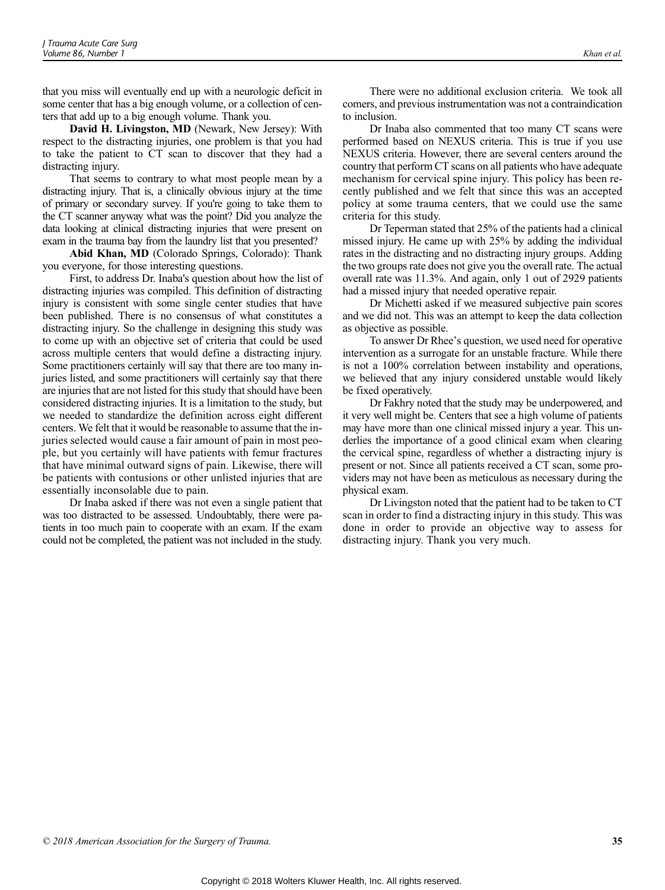that you miss will eventually end up with a neurologic deficit in some center that has a big enough volume, or a collection of centers that add up to a big enough volume. Thank you.

**David H. Livingston, MD** (Newark, New Jersey): With respect to the distracting injuries, one problem is that you had to take the patient to CT scan to discover that they had a distracting injury.

That seems to contrary to what most people mean by a distracting injury. That is, a clinically obvious injury at the time of primary or secondary survey. If you're going to take them to the CT scanner anyway what was the point? Did you analyze the data looking at clinical distracting injuries that were present on exam in the trauma bay from the laundry list that you presented?

**Abid Khan, MD** (Colorado Springs, Colorado): Thank you everyone, for those interesting questions.

First, to address Dr. Inaba's question about how the list of distracting injuries was compiled. This definition of distracting injury is consistent with some single center studies that have been published. There is no consensus of what constitutes a distracting injury. So the challenge in designing this study was to come up with an objective set of criteria that could be used across multiple centers that would define a distracting injury. Some practitioners certainly will say that there are too many injuries listed, and some practitioners will certainly say that there are injuries that are not listed for this study that should have been considered distracting injuries. It is a limitation to the study, but we needed to standardize the definition across eight different centers. We felt that it would be reasonable to assume that the injuries selected would cause a fair amount of pain in most people, but you certainly will have patients with femur fractures that have minimal outward signs of pain. Likewise, there will be patients with contusions or other unlisted injuries that are essentially inconsolable due to pain.

Dr Inaba asked if there was not even a single patient that was too distracted to be assessed. Undoubtably, there were patients in too much pain to cooperate with an exam. If the exam could not be completed, the patient was not included in the study.

There were no additional exclusion criteria. We took all comers, and previous instrumentation was not a contraindication to inclusion.

Dr Inaba also commented that too many CT scans were performed based on NEXUS criteria. This is true if you use NEXUS criteria. However, there are several centers around the country that perform CT scans on all patients who have adequate mechanism for cervical spine injury. This policy has been recently published and we felt that since this was an accepted policy at some trauma centers, that we could use the same criteria for this study.

Dr Teperman stated that 25% of the patients had a clinical missed injury. He came up with 25% by adding the individual rates in the distracting and no distracting injury groups. Adding the two groups rate does not give you the overall rate. The actual overall rate was 11.3%. And again, only 1 out of 2929 patients had a missed injury that needed operative repair.

Dr Michetti asked if we measured subjective pain scores and we did not. This was an attempt to keep the data collection as objective as possible.

To answer Dr Rhee's question, we used need for operative intervention as a surrogate for an unstable fracture. While there is not a 100% correlation between instability and operations, we believed that any injury considered unstable would likely be fixed operatively.

Dr Fakhry noted that the study may be underpowered, and it very well might be. Centers that see a high volume of patients may have more than one clinical missed injury a year. This underlies the importance of a good clinical exam when clearing the cervical spine, regardless of whether a distracting injury is present or not. Since all patients received a CT scan, some providers may not have been as meticulous as necessary during the physical exam.

Dr Livingston noted that the patient had to be taken to CT scan in order to find a distracting injury in this study. This was done in order to provide an objective way to assess for distracting injury. Thank you very much.